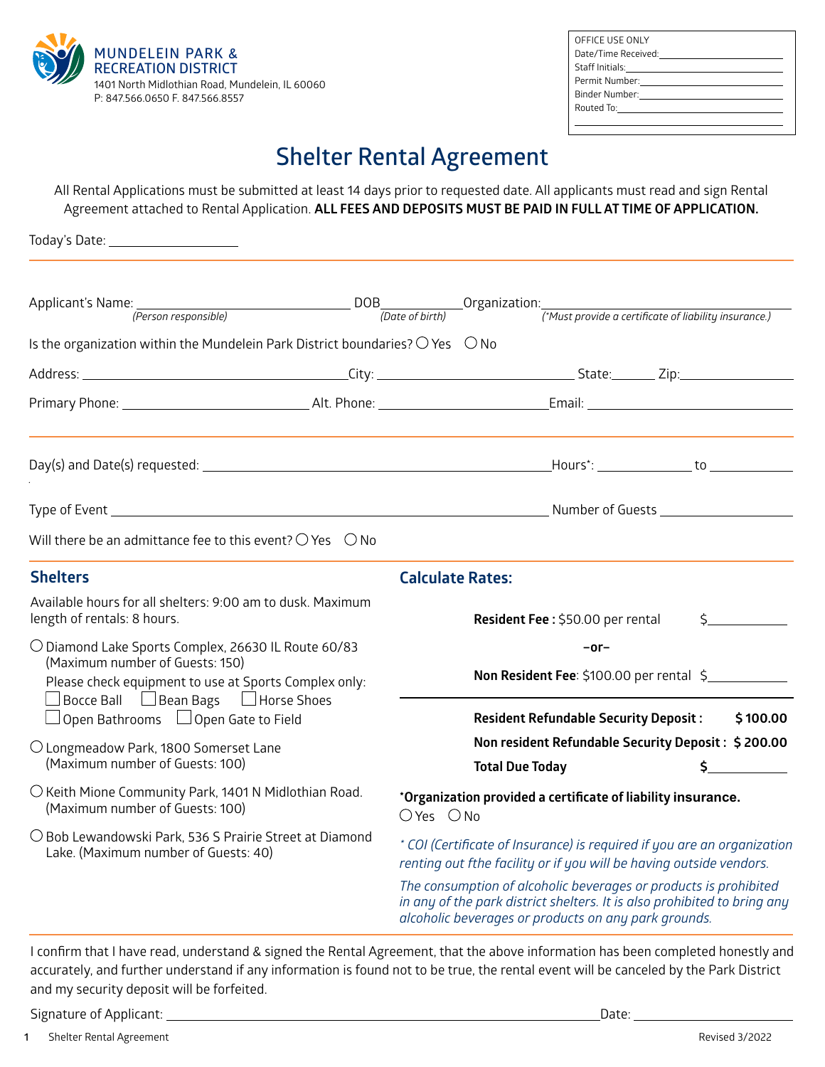MUNDELEIN PARK & RECREATION DISTRICT
1401 North Midlothian Road, Mundelein, IL 60060
P: 847.566.0650 F. 847.566.8557

OFFICE USE ONLY
Date/Time Received: ______________
Staff Initials: ______________
Permit Number: ______________
Binder Number: ______________
Routed To: ______________

# Shelter Rental Agreement

All Rental Applications must be submitted at least 14 days prior to requested date. All applicants must read and sign Rental Agreement attached to Rental Application. **ALL FEES AND DEPOSITS MUST BE PAID IN FULL AT TIME OF APPLICATION.**

Today's Date: ______________

---

Applicant's Name: ______________ *(Person responsible)* DOB ______ *(Date of birth)* Organization: ______________ *(\*Must provide a certificate of liability insurance.)*

Is the organization within the Mundelein Park District boundaries? ○ Yes ○ No

Address: ______________ City: ______________ State: ______ Zip: ______

Primary Phone: ______________ Alt. Phone: ______________ Email: ______________

---

Day(s) and Date(s) requested: ______________ Hours*: ______ to ______

Type of Event ______________ Number of Guests ______

Will there be an admittance fee to this event? ○ Yes ○ No

---

## Shelters

Available hours for all shelters: 9:00 am to dusk. Maximum length of rentals: 8 hours.

○ Diamond Lake Sports Complex, 26630 IL Route 60/83 (Maximum number of Guests: 150)
Please check equipment to use at Sports Complex only:
☐ Bocce Ball ☐ Bean Bags ☐ Horse Shoes
☐ Open Bathrooms ☐ Open Gate to Field

○ Longmeadow Park, 1800 Somerset Lane (Maximum number of Guests: 100)

○ Keith Mione Community Park, 1401 N Midlothian Road. (Maximum number of Guests: 100)

○ Bob Lewandowski Park, 536 S Prairie Street at Diamond Lake. (Maximum number of Guests: 40)

## Calculate Rates:

**Resident Fee :** $50.00 per rental $______

–or–

**Non Resident Fee**: $100.00 per rental $______

**Resident Refundable Security Deposit :** **$ 100.00**

**Non resident Refundable Security Deposit :** **$ 200.00**

**Total Due Today** **$______**

**\*Organization provided a certificate of liability insurance.**
○ Yes ○ No

*\* COI (Certificate of Insurance) is required if you are an organization renting out fthe facility or if you will be having outside vendors.*

*The consumption of alcoholic beverages or products is prohibited in any of the park district shelters. It is also prohibited to bring any alcoholic beverages or products on any park grounds.*

---

I confirm that I have read, understand & signed the Rental Agreement, that the above information has been completed honestly and accurately, and further understand if any information is found not to be true, the rental event will be canceled by the Park District and my security deposit will be forfeited.

Signature of Applicant: ______________ Date: ______________

Shelter Rental Agreement — Revised 3/2022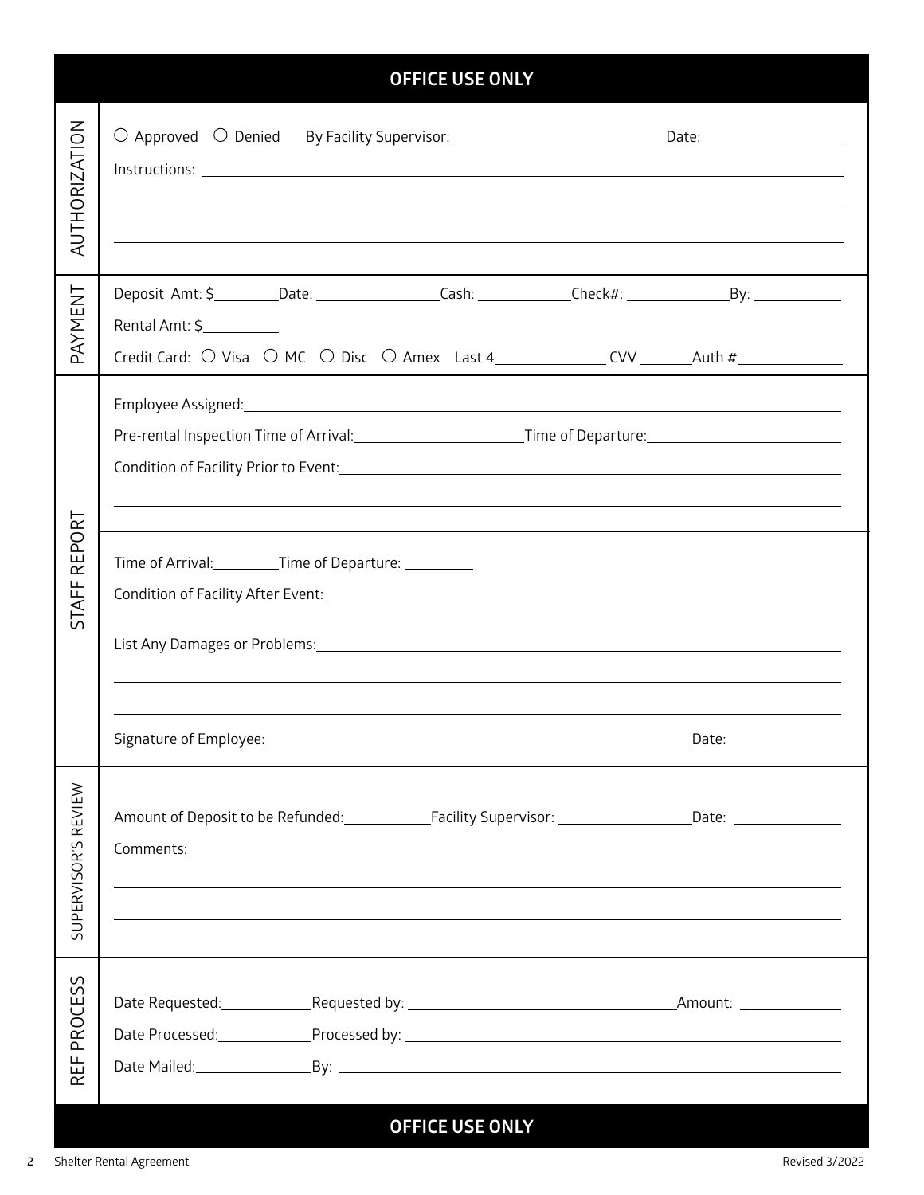## OFFICE USE ONLY

### AUTHORIZATION

○ Approved ○ Denied By Facility Supervisor: ______________________ Date: ______________

Instructions: ______________________________________________________________

______________________________________________________________

______________________________________________________________

### PAYMENT

Deposit Amt: $________ Date: ______________ Cash: ___________ Check#: ____________ By: __________

Rental Amt: $__________

Credit Card: ○ Visa ○ MC ○ Disc ○ Amex Last 4______________ CVV _______ Auth #______________

### STAFF REPORT

Employee Assigned: ______________________________________________________________

Pre-rental Inspection Time of Arrival: ____________________ Time of Departure: ____________________

Condition of Facility Prior to Event: ______________________________________________________________

______________________________________________________________

Time of Arrival: _________ Time of Departure: _________

Condition of Facility After Event: ______________________________________________________________

List Any Damages or Problems: ______________________________________________________________

______________________________________________________________

______________________________________________________________

Signature of Employee: __________________________________________ Date: ______________

### SUPERVISOR'S REVIEW

Amount of Deposit to be Refunded: ___________ Facility Supervisor: _________________ Date: ______________

Comments: ______________________________________________________________

______________________________________________________________

______________________________________________________________

### REF PROCESS

Date Requested: ___________ Requested by: ______________________________ Amount: ______________

Date Processed: ___________ Processed by: ______________________________________________

Date Mailed: ______________ By: ______________________________________________

## OFFICE USE ONLY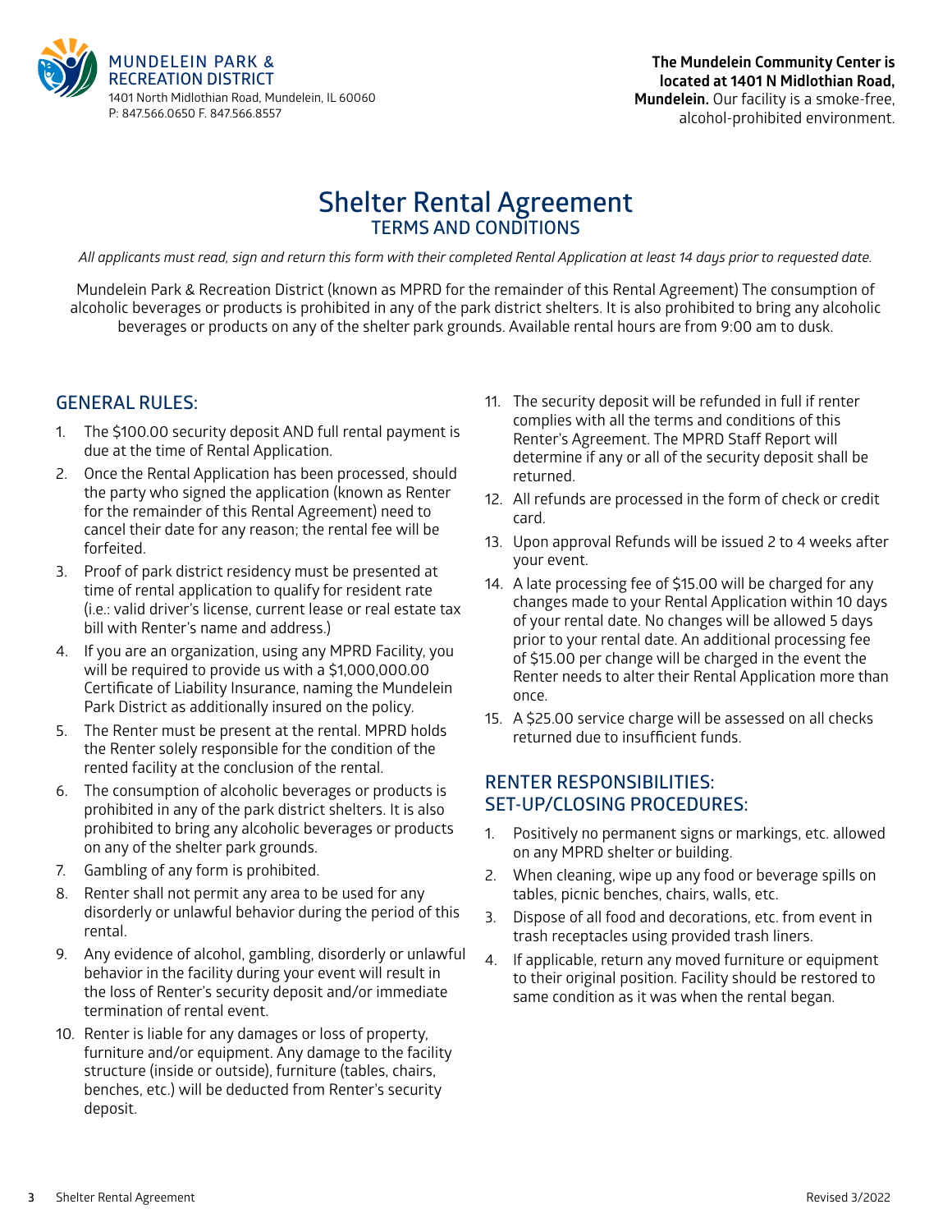MUNDELEIN PARK & RECREATION DISTRICT
1401 North Midlothian Road, Mundelein, IL 60060
P: 847.566.0650 F. 847.566.8557

**The Mundelein Community Center is located at 1401 N Midlothian Road, Mundelein.** Our facility is a smoke-free, alcohol-prohibited environment.

# Shelter Rental Agreement

## TERMS AND CONDITIONS

*All applicants must read, sign and return this form with their completed Rental Application at least 14 days prior to requested date.*

Mundelein Park & Recreation District (known as MPRD for the remainder of this Rental Agreement) The consumption of alcoholic beverages or products is prohibited in any of the park district shelters. It is also prohibited to bring any alcoholic beverages or products on any of the shelter park grounds. Available rental hours are from 9:00 am to dusk.

### GENERAL RULES:

1. The $100.00 security deposit AND full rental payment is due at the time of Rental Application.
2. Once the Rental Application has been processed, should the party who signed the application (known as Renter for the remainder of this Rental Agreement) need to cancel their date for any reason; the rental fee will be forfeited.
3. Proof of park district residency must be presented at time of rental application to qualify for resident rate (i.e.: valid driver's license, current lease or real estate tax bill with Renter's name and address.)
4. If you are an organization, using any MPRD Facility, you will be required to provide us with a $1,000,000.00 Certificate of Liability Insurance, naming the Mundelein Park District as additionally insured on the policy.
5. The Renter must be present at the rental. MPRD holds the Renter solely responsible for the condition of the rented facility at the conclusion of the rental.
6. The consumption of alcoholic beverages or products is prohibited in any of the park district shelters. It is also prohibited to bring any alcoholic beverages or products on any of the shelter park grounds.
7. Gambling of any form is prohibited.
8. Renter shall not permit any area to be used for any disorderly or unlawful behavior during the period of this rental.
9. Any evidence of alcohol, gambling, disorderly or unlawful behavior in the facility during your event will result in the loss of Renter's security deposit and/or immediate termination of rental event.
10. Renter is liable for any damages or loss of property, furniture and/or equipment. Any damage to the facility structure (inside or outside), furniture (tables, chairs, benches, etc.) will be deducted from Renter's security deposit.
11. The security deposit will be refunded in full if renter complies with all the terms and conditions of this Renter's Agreement. The MPRD Staff Report will determine if any or all of the security deposit shall be returned.
12. All refunds are processed in the form of check or credit card.
13. Upon approval Refunds will be issued 2 to 4 weeks after your event.
14. A late processing fee of $15.00 will be charged for any changes made to your Rental Application within 10 days of your rental date. No changes will be allowed 5 days prior to your rental date. An additional processing fee of $15.00 per change will be charged in the event the Renter needs to alter their Rental Application more than once.
15. A $25.00 service charge will be assessed on all checks returned due to insufficient funds.

### RENTER RESPONSIBILITIES: SET-UP/CLOSING PROCEDURES:

1. Positively no permanent signs or markings, etc. allowed on any MPRD shelter or building.
2. When cleaning, wipe up any food or beverage spills on tables, picnic benches, chairs, walls, etc.
3. Dispose of all food and decorations, etc. from event in trash receptacles using provided trash liners.
4. If applicable, return any moved furniture or equipment to their original position. Facility should be restored to same condition as it was when the rental began.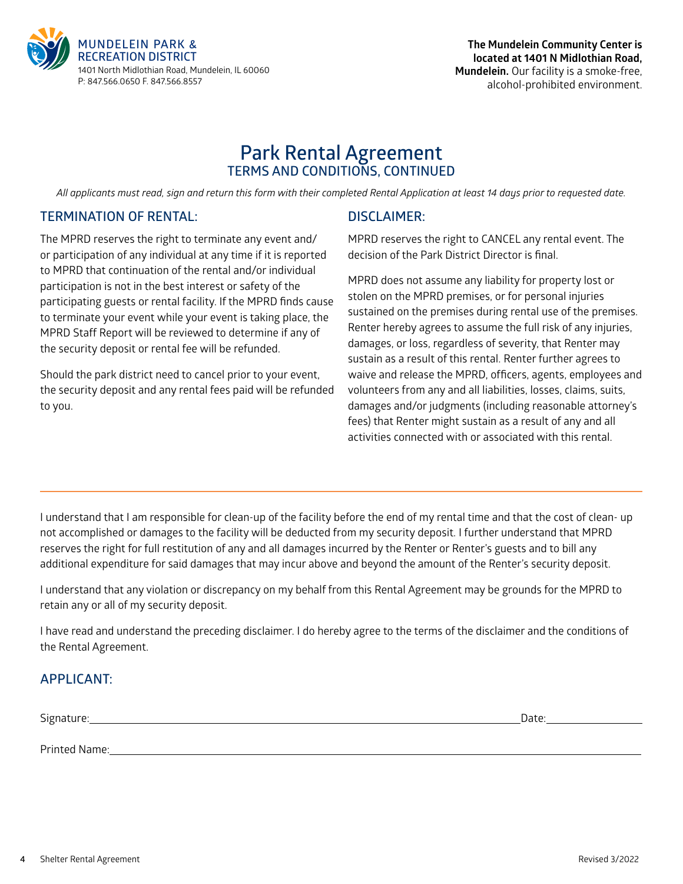MUNDELEIN PARK & RECREATION DISTRICT
1401 North Midlothian Road, Mundelein, IL 60060
P: 847.566.0650 F. 847.566.8557

**The Mundelein Community Center is located at 1401 N Midlothian Road, Mundelein.** Our facility is a smoke-free, alcohol-prohibited environment.

# Park Rental Agreement
## TERMS AND CONDITIONS, CONTINUED

*All applicants must read, sign and return this form with their completed Rental Application at least 14 days prior to requested date.*

### TERMINATION OF RENTAL:

The MPRD reserves the right to terminate any event and/or participation of any individual at any time if it is reported to MPRD that continuation of the rental and/or individual participation is not in the best interest or safety of the participating guests or rental facility. If the MPRD finds cause to terminate your event while your event is taking place, the MPRD Staff Report will be reviewed to determine if any of the security deposit or rental fee will be refunded.

Should the park district need to cancel prior to your event, the security deposit and any rental fees paid will be refunded to you.

### DISCLAIMER:

MPRD reserves the right to CANCEL any rental event. The decision of the Park District Director is final.

MPRD does not assume any liability for property lost or stolen on the MPRD premises, or for personal injuries sustained on the premises during rental use of the premises. Renter hereby agrees to assume the full risk of any injuries, damages, or loss, regardless of severity, that Renter may sustain as a result of this rental. Renter further agrees to waive and release the MPRD, officers, agents, employees and volunteers from any and all liabilities, losses, claims, suits, damages and/or judgments (including reasonable attorney's fees) that Renter might sustain as a result of any and all activities connected with or associated with this rental.

---

I understand that I am responsible for clean-up of the facility before the end of my rental time and that the cost of clean- up not accomplished or damages to the facility will be deducted from my security deposit. I further understand that MPRD reserves the right for full restitution of any and all damages incurred by the Renter or Renter's guests and to bill any additional expenditure for said damages that may incur above and beyond the amount of the Renter's security deposit.

I understand that any violation or discrepancy on my behalf from this Rental Agreement may be grounds for the MPRD to retain any or all of my security deposit.

I have read and understand the preceding disclaimer. I do hereby agree to the terms of the disclaimer and the conditions of the Rental Agreement.

### APPLICANT:

Signature:________________________________________ Date:______________

Printed Name:________________________________________

Shelter Rental Agreement — Revised 3/2022